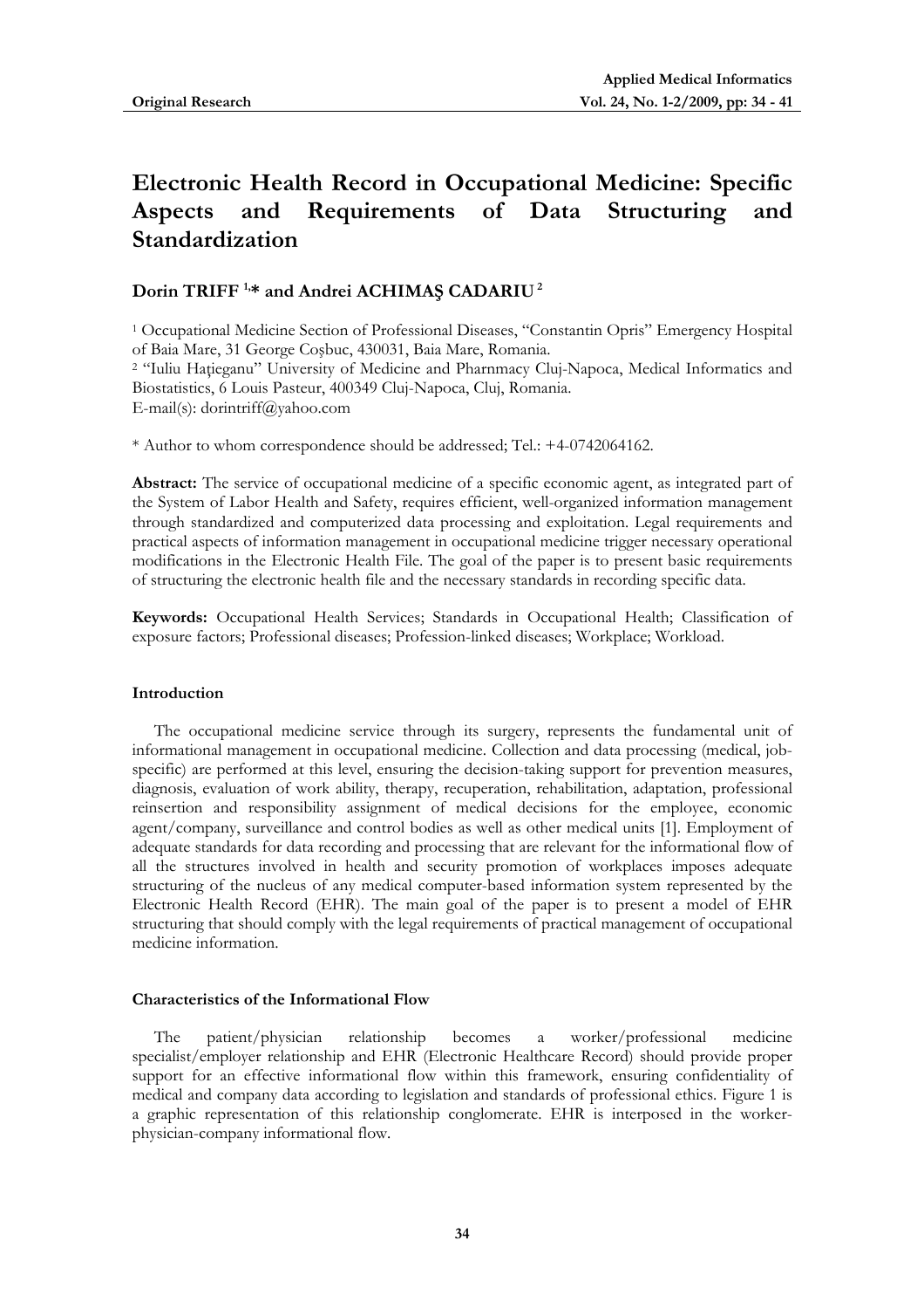**Original Research**

# Electronic Health Record in Occupational Medicine: Specific Aspects and Requirements of Data Structuring and Standardization

**Dorin TRIFF [1,]* and Andrei ACHIMAŞ CADARIU [2]**

[1] Occupational Medicine Section of Professional Diseases, "Constantin Opris" Emergency Hospital of Baia Mare, 31 George Coşbuc, 430031, Baia Mare, Romania.
[2] "Iuliu Haţieganu" University of Medicine and Pharnmacy Cluj-Napoca, Medical Informatics and Biostatistics, 6 Louis Pasteur, 400349 Cluj-Napoca, Cluj, Romania.
E-mail(s): dorintriff@yahoo.com

* Author to whom correspondence should be addressed; Tel.: +4-0742064162.

**Abstract:** The service of occupational medicine of a specific economic agent, as integrated part of the System of Labor Health and Safety, requires efficient, well-organized information management through standardized and computerized data processing and exploitation. Legal requirements and practical aspects of information management in occupational medicine trigger necessary operational modifications in the Electronic Health File. The goal of the paper is to present basic requirements of structuring the electronic health file and the necessary standards in recording specific data.

**Keywords:** Occupational Health Services; Standards in Occupational Health; Classification of exposure factors; Professional diseases; Profession-linked diseases; Workplace; Workload.

## Introduction

The occupational medicine service through its surgery, represents the fundamental unit of informational management in occupational medicine. Collection and data processing (medical, job-specific) are performed at this level, ensuring the decision-taking support for prevention measures, diagnosis, evaluation of work ability, therapy, recuperation, rehabilitation, adaptation, professional reinsertion and responsibility assignment of medical decisions for the employee, economic agent/company, surveillance and control bodies as well as other medical units [1]. Employment of adequate standards for data recording and processing that are relevant for the informational flow of all the structures involved in health and security promotion of workplaces imposes adequate structuring of the nucleus of any medical computer-based information system represented by the Electronic Health Record (EHR). The main goal of the paper is to present a model of EHR structuring that should comply with the legal requirements of practical management of occupational medicine information.

## Characteristics of the Informational Flow

The patient/physician relationship becomes a worker/professional medicine specialist/employer relationship and EHR (Electronic Healthcare Record) should provide proper support for an effective informational flow within this framework, ensuring confidentiality of medical and company data according to legislation and standards of professional ethics. Figure 1 is a graphic representation of this relationship conglomerate. EHR is interposed in the worker-physician-company informational flow.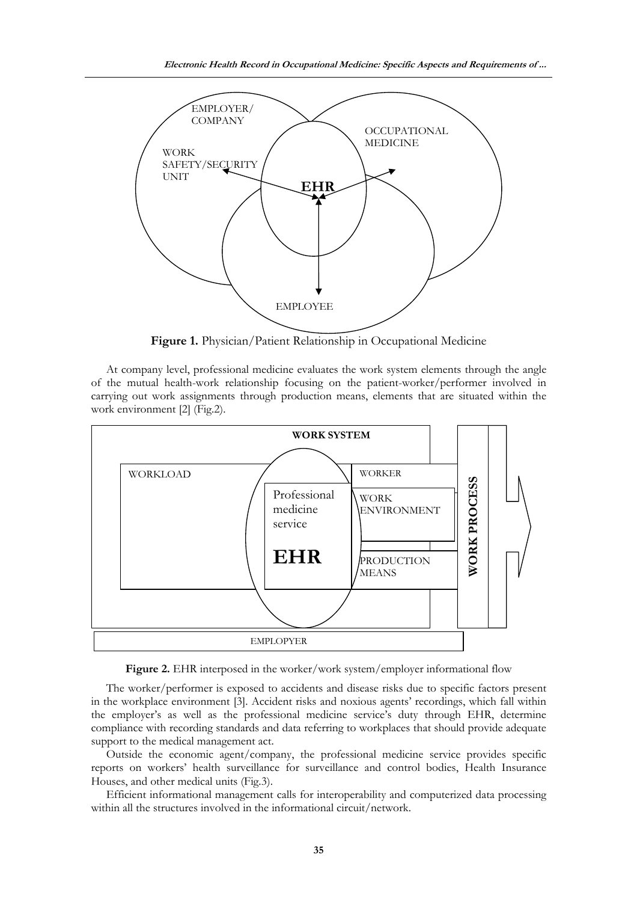**Figure 1.** Physician/Patient Relationship in Occupational Medicine

At company level, professional medicine evaluates the work system elements through the angle of the mutual health-work relationship focusing on the patient-worker/performer involved in carrying out work assignments through production means, elements that are situated within the work environment [2] (Fig.2).

**Figure 2.** EHR interposed in the worker/work system/employer informational flow

The worker/performer is exposed to accidents and disease risks due to specific factors present in the workplace environment [3]. Accident risks and noxious agents' recordings, which fall within the employer's as well as the professional medicine service's duty through EHR, determine compliance with recording standards and data referring to workplaces that should provide adequate support to the medical management act.

Outside the economic agent/company, the professional medicine service provides specific reports on workers' health surveillance for surveillance and control bodies, Health Insurance Houses, and other medical units (Fig.3).

Efficient informational management calls for interoperability and computerized data processing within all the structures involved in the informational circuit/network.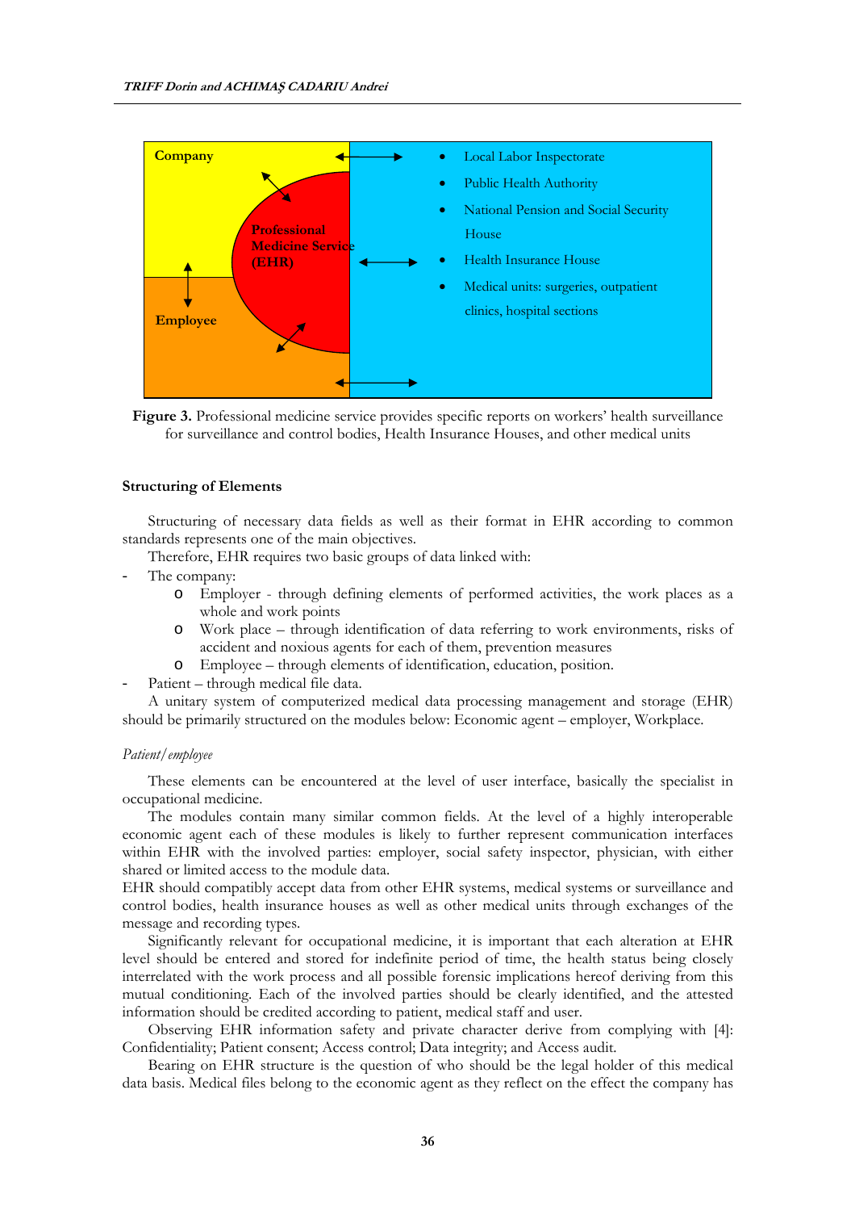Company

Professional Medicine Service (EHR)

Employee

- Local Labor Inspectorate
- Public Health Authority
- National Pension and Social Security House
- Health Insurance House
- Medical units: surgeries, outpatient clinics, hospital sections

**Figure 3.** Professional medicine service provides specific reports on workers' health surveillance for surveillance and control bodies, Health Insurance Houses, and other medical units

### Structuring of Elements

Structuring of necessary data fields as well as their format in EHR according to common standards represents one of the main objectives.

Therefore, EHR requires two basic groups of data linked with:

- The company:
  - Employer - through defining elements of performed activities, the work places as a whole and work points
  - Work place – through identification of data referring to work environments, risks of accident and noxious agents for each of them, prevention measures
  - Employee – through elements of identification, education, position.
- Patient – through medical file data.

A unitary system of computerized medical data processing management and storage (EHR) should be primarily structured on the modules below: Economic agent – employer, Workplace.

*Patient/employee*

These elements can be encountered at the level of user interface, basically the specialist in occupational medicine.

The modules contain many similar common fields. At the level of a highly interoperable economic agent each of these modules is likely to further represent communication interfaces within EHR with the involved parties: employer, social safety inspector, physician, with either shared or limited access to the module data.

EHR should compatibly accept data from other EHR systems, medical systems or surveillance and control bodies, health insurance houses as well as other medical units through exchanges of the message and recording types.

Significantly relevant for occupational medicine, it is important that each alteration at EHR level should be entered and stored for indefinite period of time, the health status being closely interrelated with the work process and all possible forensic implications hereof deriving from this mutual conditioning. Each of the involved parties should be clearly identified, and the attested information should be credited according to patient, medical staff and user.

Observing EHR information safety and private character derive from complying with [4]: Confidentiality; Patient consent; Access control; Data integrity; and Access audit.

Bearing on EHR structure is the question of who should be the legal holder of this medical data basis. Medical files belong to the economic agent as they reflect on the effect the company has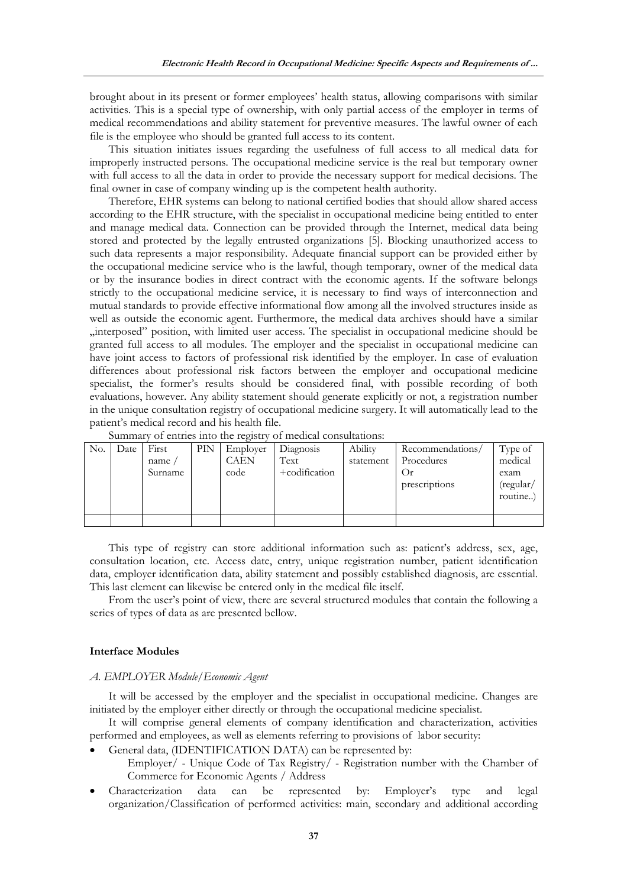brought about in its present or former employees' health status, allowing comparisons with similar activities. This is a special type of ownership, with only partial access of the employer in terms of medical recommendations and ability statement for preventive measures. The lawful owner of each file is the employee who should be granted full access to its content.

This situation initiates issues regarding the usefulness of full access to all medical data for improperly instructed persons. The occupational medicine service is the real but temporary owner with full access to all the data in order to provide the necessary support for medical decisions. The final owner in case of company winding up is the competent health authority.

Therefore, EHR systems can belong to national certified bodies that should allow shared access according to the EHR structure, with the specialist in occupational medicine being entitled to enter and manage medical data. Connection can be provided through the Internet, medical data being stored and protected by the legally entrusted organizations [5]. Blocking unauthorized access to such data represents a major responsibility. Adequate financial support can be provided either by the occupational medicine service who is the lawful, though temporary, owner of the medical data or by the insurance bodies in direct contract with the economic agents. If the software belongs strictly to the occupational medicine service, it is necessary to find ways of interconnection and mutual standards to provide effective informational flow among all the involved structures inside as well as outside the economic agent. Furthermore, the medical data archives should have a similar „interposed" position, with limited user access. The specialist in occupational medicine should be granted full access to all modules. The employer and the specialist in occupational medicine can have joint access to factors of professional risk identified by the employer. In case of evaluation differences about professional risk factors between the employer and occupational medicine specialist, the former's results should be considered final, with possible recording of both evaluations, however. Any ability statement should generate explicitly or not, a registration number in the unique consultation registry of occupational medicine surgery. It will automatically lead to the patient's medical record and his health file.

Summary of entries into the registry of medical consultations:

| No. | Date | First name / Surname | PIN | Employer CAEN code | Diagnosis Text +codification | Ability statement | Recommendations/ Procedures Or prescriptions | Type of medical exam (regular/ routine..) |
|---|---|---|---|---|---|---|---|---|
| | | | | | | | | |

This type of registry can store additional information such as: patient's address, sex, age, consultation location, etc. Access date, entry, unique registration number, patient identification data, employer identification data, ability statement and possibly established diagnosis, are essential. This last element can likewise be entered only in the medical file itself.

From the user's point of view, there are several structured modules that contain the following a series of types of data as are presented bellow.

### Interface Modules

#### *A. EMPLOYER Module/Economic Agent*

It will be accessed by the employer and the specialist in occupational medicine. Changes are initiated by the employer either directly or through the occupational medicine specialist.

It will comprise general elements of company identification and characterization, activities performed and employees, as well as elements referring to provisions of labor security:

- General data, (IDENTIFICATION DATA) can be represented by:
  Employer/ - Unique Code of Tax Registry/ - Registration number with the Chamber of Commerce for Economic Agents / Address
- Characterization data can be represented by: Employer's type and legal organization/Classification of performed activities: main, secondary and additional according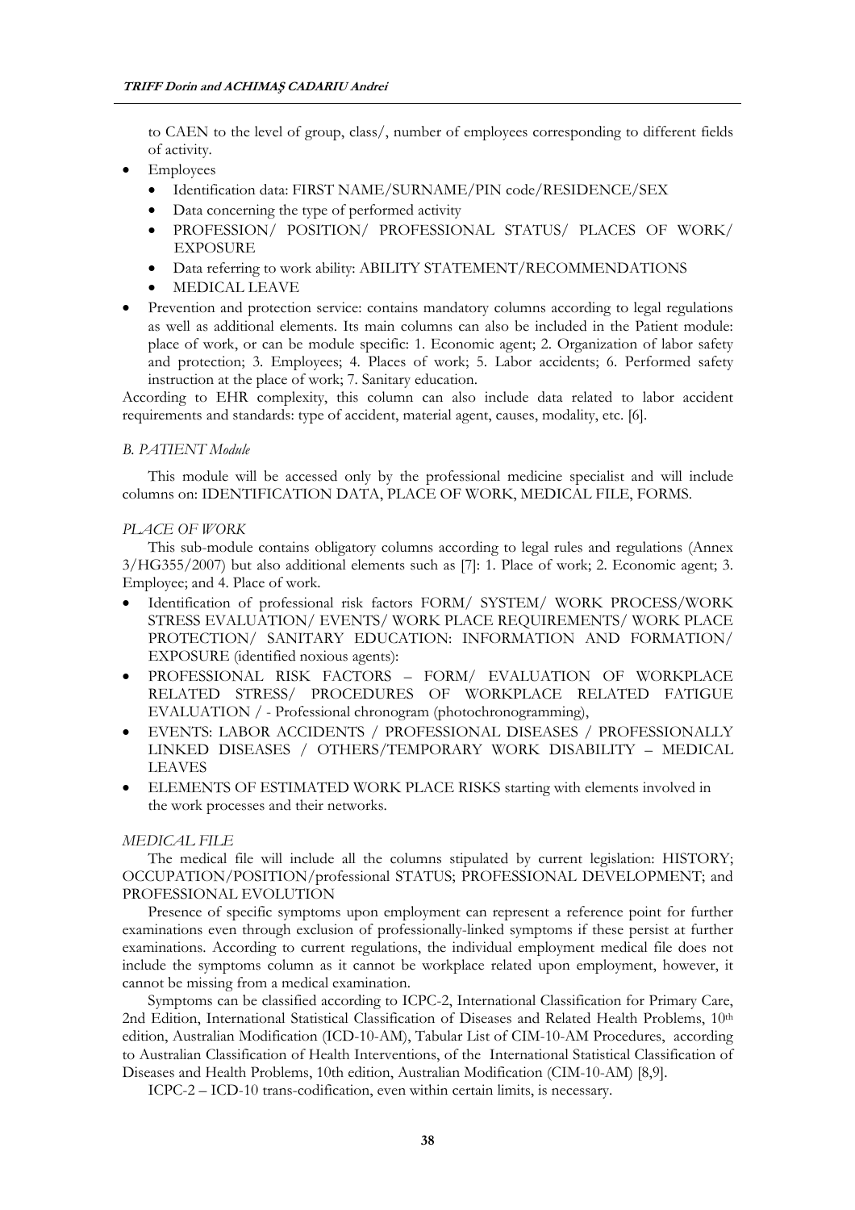to CAEN to the level of group, class/, number of employees corresponding to different fields of activity.

- Employees
  - Identification data: FIRST NAME/SURNAME/PIN code/RESIDENCE/SEX
  - Data concerning the type of performed activity
  - PROFESSION/ POSITION/ PROFESSIONAL STATUS/ PLACES OF WORK/ EXPOSURE
  - Data referring to work ability: ABILITY STATEMENT/RECOMMENDATIONS
  - MEDICAL LEAVE
- Prevention and protection service: contains mandatory columns according to legal regulations as well as additional elements. Its main columns can also be included in the Patient module: place of work, or can be module specific: 1. Economic agent; 2. Organization of labor safety and protection; 3. Employees; 4. Places of work; 5. Labor accidents; 6. Performed safety instruction at the place of work; 7. Sanitary education.

According to EHR complexity, this column can also include data related to labor accident requirements and standards: type of accident, material agent, causes, modality, etc. [6].

### *B. PATIENT Module*

This module will be accessed only by the professional medicine specialist and will include columns on: IDENTIFICATION DATA, PLACE OF WORK, MEDICAL FILE, FORMS.

#### *PLACE OF WORK*

This sub-module contains obligatory columns according to legal rules and regulations (Annex 3/HG355/2007) but also additional elements such as [7]: 1. Place of work; 2. Economic agent; 3. Employee; and 4. Place of work.

- Identification of professional risk factors FORM/ SYSTEM/ WORK PROCESS/WORK STRESS EVALUATION/ EVENTS/ WORK PLACE REQUIREMENTS/ WORK PLACE PROTECTION/ SANITARY EDUCATION: INFORMATION AND FORMATION/ EXPOSURE (identified noxious agents):
- PROFESSIONAL RISK FACTORS – FORM/ EVALUATION OF WORKPLACE RELATED STRESS/ PROCEDURES OF WORKPLACE RELATED FATIGUE EVALUATION / - Professional chronogram (photochronogramming),
- EVENTS: LABOR ACCIDENTS / PROFESSIONAL DISEASES / PROFESSIONALLY LINKED DISEASES / OTHERS/TEMPORARY WORK DISABILITY – MEDICAL LEAVES
- ELEMENTS OF ESTIMATED WORK PLACE RISKS starting with elements involved in the work processes and their networks.

#### *MEDICAL FILE*

The medical file will include all the columns stipulated by current legislation: HISTORY; OCCUPATION/POSITION/professional STATUS; PROFESSIONAL DEVELOPMENT; and PROFESSIONAL EVOLUTION

Presence of specific symptoms upon employment can represent a reference point for further examinations even through exclusion of professionally-linked symptoms if these persist at further examinations. According to current regulations, the individual employment medical file does not include the symptoms column as it cannot be workplace related upon employment, however, it cannot be missing from a medical examination.

Symptoms can be classified according to ICPC-2, International Classification for Primary Care, 2nd Edition, International Statistical Classification of Diseases and Related Health Problems, 10th edition, Australian Modification (ICD-10-AM), Tabular List of CIM-10-AM Procedures, according to Australian Classification of Health Interventions, of the International Statistical Classification of Diseases and Health Problems, 10th edition, Australian Modification (CIM-10-AM) [8,9].

ICPC-2 – ICD-10 trans-codification, even within certain limits, is necessary.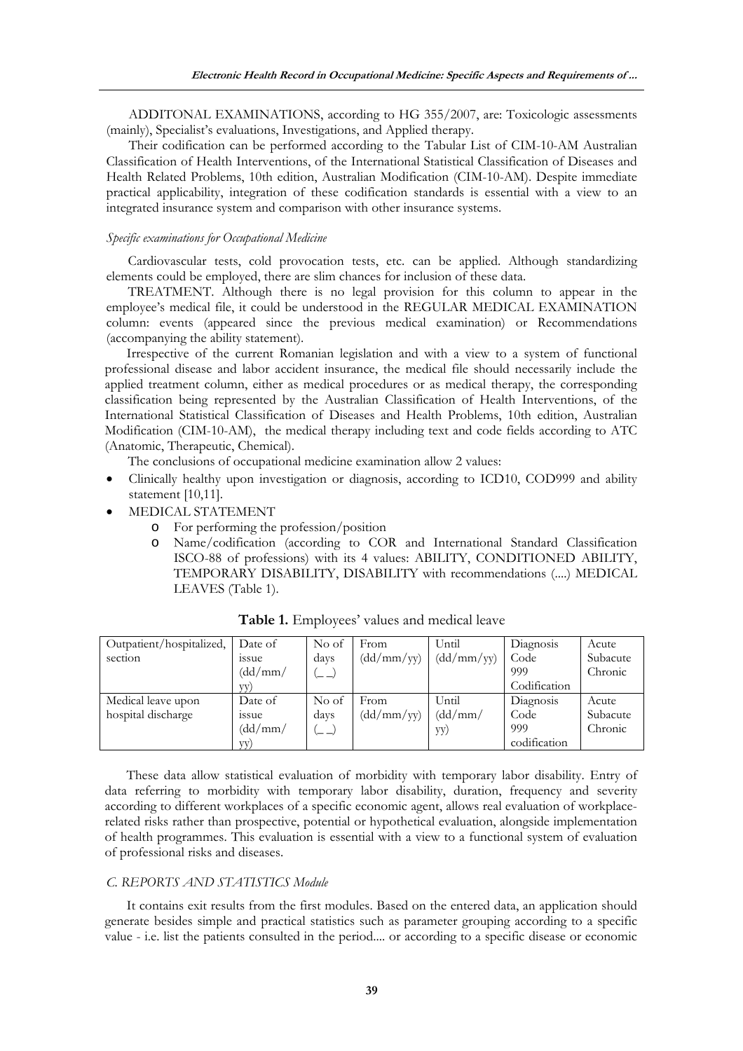ADDITONAL EXAMINATIONS, according to HG 355/2007, are: Toxicologic assessments (mainly), Specialist's evaluations, Investigations, and Applied therapy.

Their codification can be performed according to the Tabular List of CIM-10-AM Australian Classification of Health Interventions, of the International Statistical Classification of Diseases and Health Related Problems, 10th edition, Australian Modification (CIM-10-AM). Despite immediate practical applicability, integration of these codification standards is essential with a view to an integrated insurance system and comparison with other insurance systems.

*Specific examinations for Occupational Medicine*

Cardiovascular tests, cold provocation tests, etc. can be applied. Although standardizing elements could be employed, there are slim chances for inclusion of these data.

TREATMENT. Although there is no legal provision for this column to appear in the employee's medical file, it could be understood in the REGULAR MEDICAL EXAMINATION column: events (appeared since the previous medical examination) or Recommendations (accompanying the ability statement).

Irrespective of the current Romanian legislation and with a view to a system of functional professional disease and labor accident insurance, the medical file should necessarily include the applied treatment column, either as medical procedures or as medical therapy, the corresponding classification being represented by the Australian Classification of Health Interventions, of the International Statistical Classification of Diseases and Health Problems, 10th edition, Australian Modification (CIM-10-AM), the medical therapy including text and code fields according to ATC (Anatomic, Therapeutic, Chemical).

The conclusions of occupational medicine examination allow 2 values:

- Clinically healthy upon investigation or diagnosis, according to ICD10, COD999 and ability statement [10,11].
- MEDICAL STATEMENT
  - For performing the profession/position
  - Name/codification (according to COR and International Standard Classification ISCO-88 of professions) with its 4 values: ABILITY, CONDITIONED ABILITY, TEMPORARY DISABILITY, DISABILITY with recommendations (....) MEDICAL LEAVES (Table 1).

**Table 1.** Employees' values and medical leave

| Outpatient/hospitalized, section | Date of issue (dd/mm/yy) | No of days (_ _) | From (dd/mm/yy) | Until (dd/mm/yy) | Diagnosis Code 999 Codification | Acute Subacute Chronic |
|---|---|---|---|---|---|---|
| Medical leave upon hospital discharge | Date of issue (dd/mm/yy) | No of days (_ _) | From (dd/mm/yy) | Until (dd/mm/yy) | Diagnosis Code 999 codification | Acute Subacute Chronic |

These data allow statistical evaluation of morbidity with temporary labor disability. Entry of data referring to morbidity with temporary labor disability, duration, frequency and severity according to different workplaces of a specific economic agent, allows real evaluation of workplace-related risks rather than prospective, potential or hypothetical evaluation, alongside implementation of health programmes. This evaluation is essential with a view to a functional system of evaluation of professional risks and diseases.

*C. REPORTS AND STATISTICS Module*

It contains exit results from the first modules. Based on the entered data, an application should generate besides simple and practical statistics such as parameter grouping according to a specific value - i.e. list the patients consulted in the period.... or according to a specific disease or economic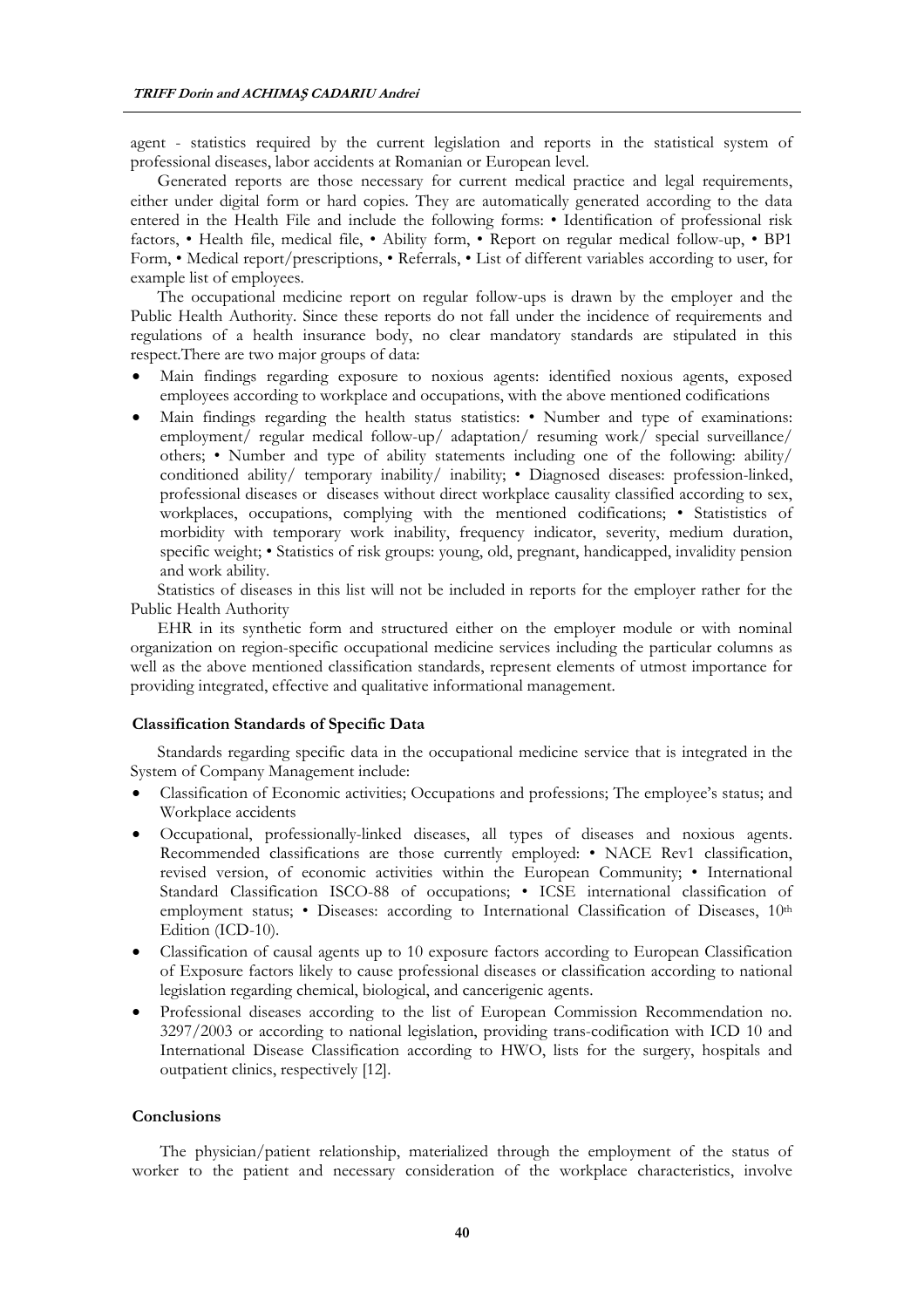agent - statistics required by the current legislation and reports in the statistical system of professional diseases, labor accidents at Romanian or European level.

Generated reports are those necessary for current medical practice and legal requirements, either under digital form or hard copies. They are automatically generated according to the data entered in the Health File and include the following forms: • Identification of professional risk factors, • Health file, medical file, • Ability form, • Report on regular medical follow-up, • BP1 Form, • Medical report/prescriptions, • Referrals, • List of different variables according to user, for example list of employees.

The occupational medicine report on regular follow-ups is drawn by the employer and the Public Health Authority. Since these reports do not fall under the incidence of requirements and regulations of a health insurance body, no clear mandatory standards are stipulated in this respect.There are two major groups of data:

- Main findings regarding exposure to noxious agents: identified noxious agents, exposed employees according to workplace and occupations, with the above mentioned codifications
- Main findings regarding the health status statistics: • Number and type of examinations: employment/ regular medical follow-up/ adaptation/ resuming work/ special surveillance/ others; • Number and type of ability statements including one of the following: ability/ conditioned ability/ temporary inability/ inability; • Diagnosed diseases: profession-linked, professional diseases or diseases without direct workplace causality classified according to sex, workplaces, occupations, complying with the mentioned codifications; • Statistics of morbidity with temporary work inability, frequency indicator, severity, medium duration, specific weight; • Statistics of risk groups: young, old, pregnant, handicapped, invalidity pension and work ability.

Statistics of diseases in this list will not be included in reports for the employer rather for the Public Health Authority

EHR in its synthetic form and structured either on the employer module or with nominal organization on region-specific occupational medicine services including the particular columns as well as the above mentioned classification standards, represent elements of utmost importance for providing integrated, effective and qualitative informational management.

**Classification Standards of Specific Data**

Standards regarding specific data in the occupational medicine service that is integrated in the System of Company Management include:

- Classification of Economic activities; Occupations and professions; The employee's status; and Workplace accidents
- Occupational, professionally-linked diseases, all types of diseases and noxious agents. Recommended classifications are those currently employed: • NACE Rev1 classification, revised version, of economic activities within the European Community; • International Standard Classification ISCO-88 of occupations; • ICSE international classification of employment status; • Diseases: according to International Classification of Diseases, 10th Edition (ICD-10).
- Classification of causal agents up to 10 exposure factors according to European Classification of Exposure factors likely to cause professional diseases or classification according to national legislation regarding chemical, biological, and cancerigenic agents.
- Professional diseases according to the list of European Commission Recommendation no. 3297/2003 or according to national legislation, providing trans-codification with ICD 10 and International Disease Classification according to HWO, lists for the surgery, hospitals and outpatient clinics, respectively [12].

**Conclusions**

The physician/patient relationship, materialized through the employment of the status of worker to the patient and necessary consideration of the workplace characteristics, involve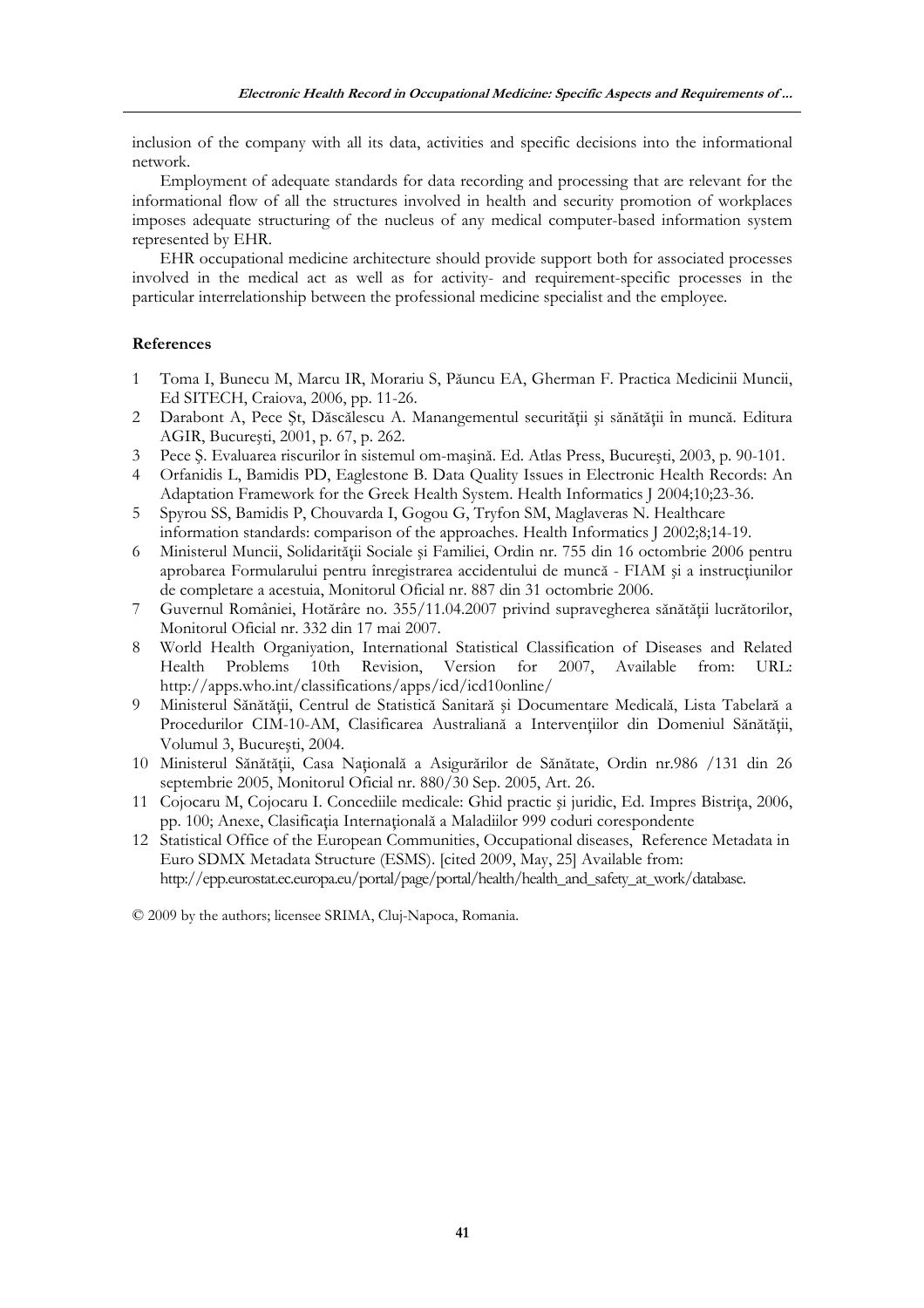inclusion of the company with all its data, activities and specific decisions into the informational network.

Employment of adequate standards for data recording and processing that are relevant for the informational flow of all the structures involved in health and security promotion of workplaces imposes adequate structuring of the nucleus of any medical computer-based information system represented by EHR.

EHR occupational medicine architecture should provide support both for associated processes involved in the medical act as well as for activity- and requirement-specific processes in the particular interrelationship between the professional medicine specialist and the employee.

## References

1. Toma I, Bunecu M, Marcu IR, Morariu S, Păuncu EA, Gherman F. Practica Medicinii Muncii, Ed SITECH, Craiova, 2006, pp. 11-26.
2. Darabont A, Pece Şt, Dăscălescu A. Manangementul securităţii şi sănătăţii în muncă. Editura AGIR, Bucureşti, 2001, p. 67, p. 262.
3. Pece Ş. Evaluarea riscurilor în sistemul om-maşină. Ed. Atlas Press, Bucureşti, 2003, p. 90-101.
4. Orfanidis L, Bamidis PD, Eaglestone B. Data Quality Issues in Electronic Health Records: An Adaptation Framework for the Greek Health System. Health Informatics J 2004;10;23-36.
5. Spyrou SS, Bamidis P, Chouvarda I, Gogou G, Tryfon SM, Maglaveras N. Healthcare information standards: comparison of the approaches. Health Informatics J 2002;8;14-19.
6. Ministerul Muncii, Solidarităţii Sociale şi Familiei, Ordin nr. 755 din 16 octombrie 2006 pentru aprobarea Formularului pentru înregistrarea accidentului de muncă - FIAM şi a instrucţiunilor de completare a acestuia, Monitorul Oficial nr. 887 din 31 octombrie 2006.
7. Guvernul României, Hotărâre no. 355/11.04.2007 privind supravegherea sănătăţii lucrătorilor, Monitorul Oficial nr. 332 din 17 mai 2007.
8. World Health Organiyation, International Statistical Classification of Diseases and Related Health Problems 10th Revision, Version for 2007, Available from: URL: http://apps.who.int/classifications/apps/icd/icd10online/
9. Ministerul Sănătăţii, Centrul de Statistică Sanitară şi Documentare Medicală, Lista Tabelară a Procedurilor CIM-10-AM, Clasificarea Australiană a Intervenţiilor din Domeniul Sănătăţii, Volumul 3, Bucureşti, 2004.
10. Ministerul Sănătăţii, Casa Naţională a Asigurărilor de Sănătate, Ordin nr.986 /131 din 26 septembrie 2005, Monitorul Oficial nr. 880/30 Sep. 2005, Art. 26.
11. Cojocaru M, Cojocaru I. Concediile medicale: Ghid practic şi juridic, Ed. Impres Bistriţa, 2006, pp. 100; Anexe, Clasificaţia Internaţională a Maladiilor 999 coduri corespondente
12. Statistical Office of the European Communities, Occupational diseases, Reference Metadata in Euro SDMX Metadata Structure (ESMS). [cited 2009, May, 25] Available from: http://epp.eurostat.ec.europa.eu/portal/page/portal/health/health_and_safety_at_work/database.

© 2009 by the authors; licensee SRIMA, Cluj-Napoca, Romania.